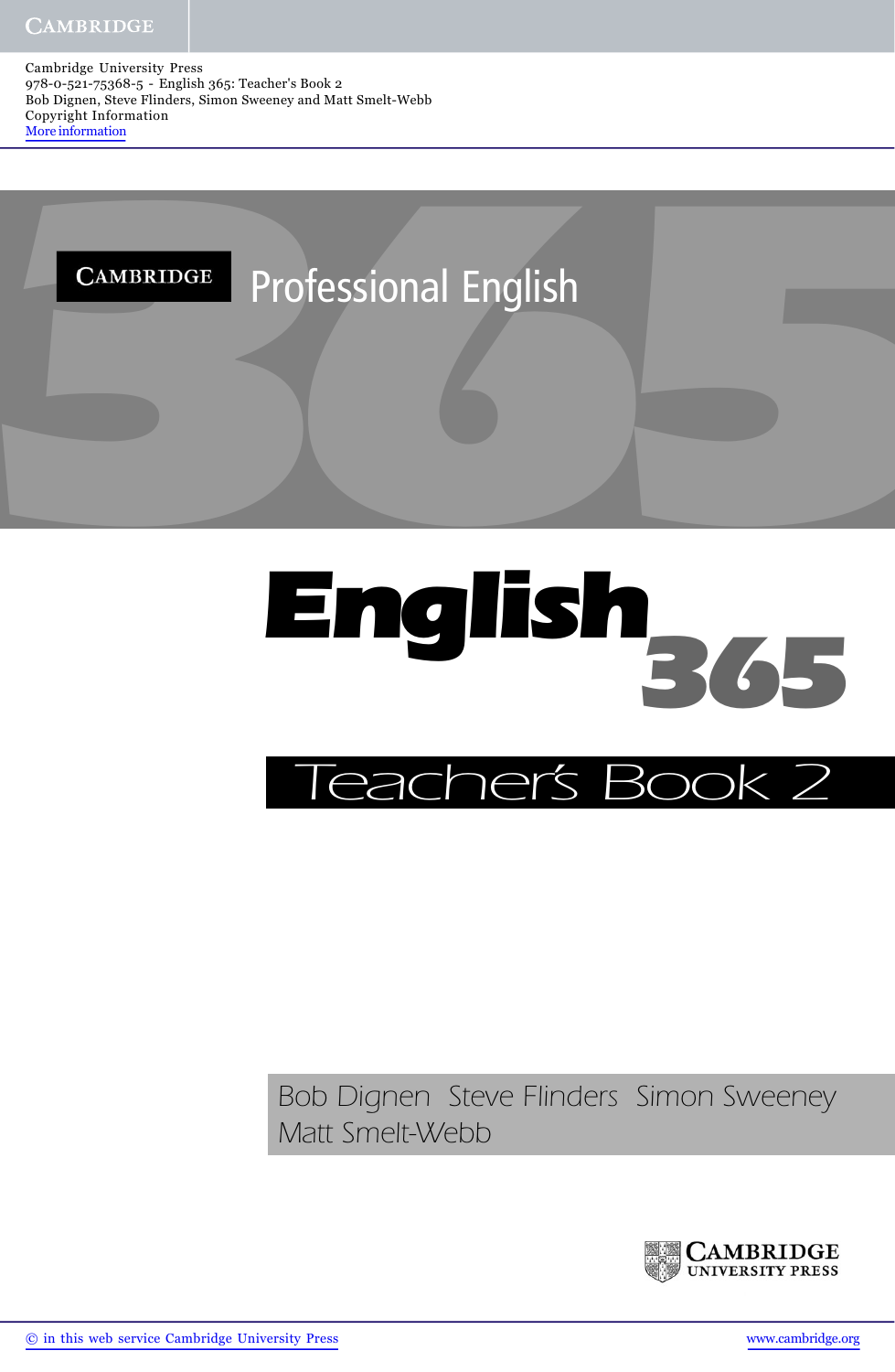Cambridge University Press
978-0-521-75368-5 - English 365: Teacher's Book 2
Bob Dignen, Steve Flinders, Simon Sweeney and Matt Smelt-Webb
Copyright Information
More information

CAMBRIDGE Professional English

# English 365

## Teacher's Book 2

Bob Dignen Steve Flinders Simon Sweeney
Matt Smelt-Webb

CAMBRIDGE UNIVERSITY PRESS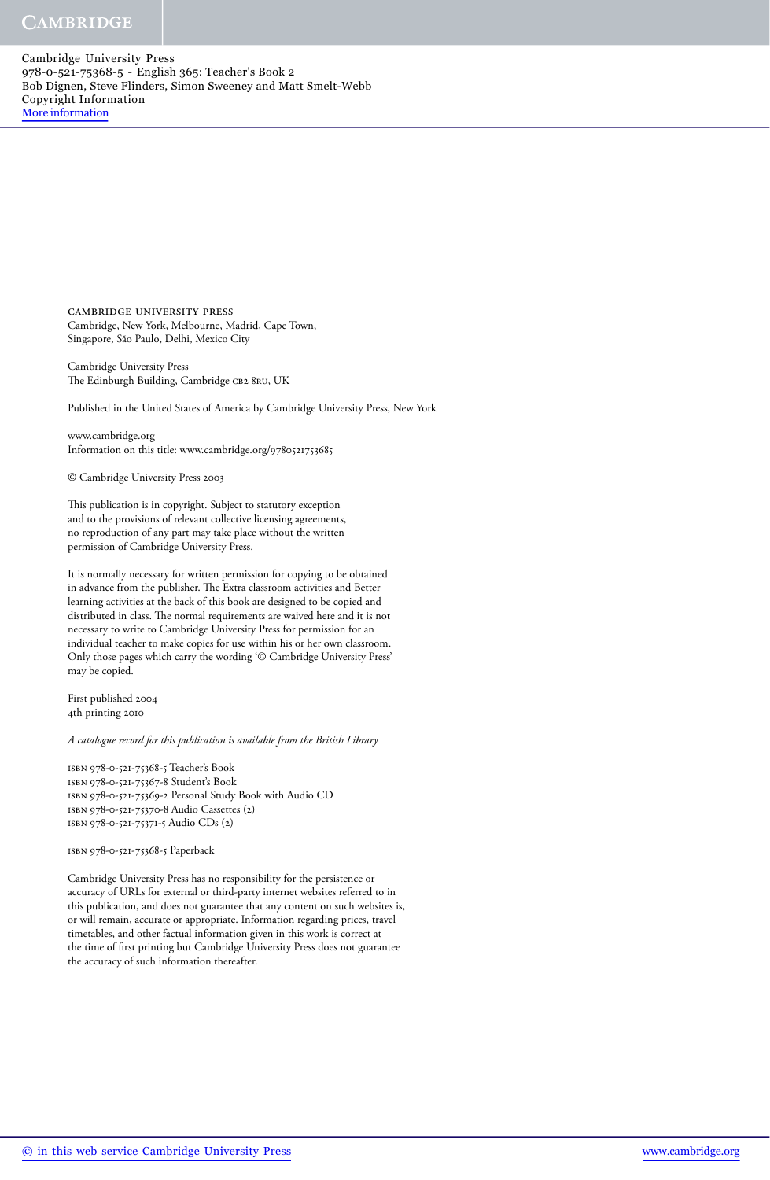Cambridge University Press
978-0-521-75368-5 - English 365: Teacher's Book 2
Bob Dignen, Steve Flinders, Simon Sweeney and Matt Smelt-Webb
Copyright Information
More information

CAMBRIDGE UNIVERSITY PRESS
Cambridge, New York, Melbourne, Madrid, Cape Town,
Singapore, São Paulo, Delhi, Mexico City

Cambridge University Press
The Edinburgh Building, Cambridge CB2 8RU, UK

Published in the United States of America by Cambridge University Press, New York

www.cambridge.org
Information on this title: www.cambridge.org/9780521753685

© Cambridge University Press 2003

This publication is in copyright. Subject to statutory exception
and to the provisions of relevant collective licensing agreements,
no reproduction of any part may take place without the written
permission of Cambridge University Press.

It is normally necessary for written permission for copying to be obtained
in advance from the publisher. The Extra classroom activities and Better
learning activities at the back of this book are designed to be copied and
distributed in class. The normal requirements are waived here and it is not
necessary to write to Cambridge University Press for permission for an
individual teacher to make copies for use within his or her own classroom.
Only those pages which carry the wording '© Cambridge University Press'
may be copied.

First published 2004
4th printing 2010

*A catalogue record for this publication is available from the British Library*

ISBN 978-0-521-75368-5 Teacher's Book
ISBN 978-0-521-75367-8 Student's Book
ISBN 978-0-521-75369-2 Personal Study Book with Audio CD
ISBN 978-0-521-75370-8 Audio Cassettes (2)
ISBN 978-0-521-75371-5 Audio CDs (2)

ISBN 978-0-521-75368-5 Paperback

Cambridge University Press has no responsibility for the persistence or
accuracy of URLs for external or third-party internet websites referred to in
this publication, and does not guarantee that any content on such websites is,
or will remain, accurate or appropriate. Information regarding prices, travel
timetables, and other factual information given in this work is correct at
the time of first printing but Cambridge University Press does not guarantee
the accuracy of such information thereafter.